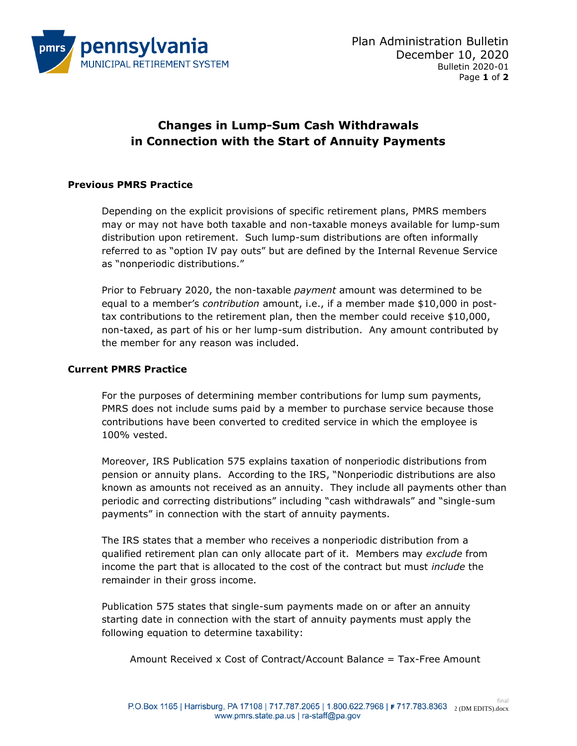Plan Administration Bulletin
December 10, 2020
Bulletin 2020-01

# Changes in Lump-Sum Cash Withdrawals in Connection with the Start of Annuity Payments

## Previous PMRS Practice

Depending on the explicit provisions of specific retirement plans, PMRS members may or may not have both taxable and non-taxable moneys available for lump-sum distribution upon retirement. Such lump-sum distributions are often informally referred to as "option IV pay outs" but are defined by the Internal Revenue Service as "nonperiodic distributions."

Prior to February 2020, the non-taxable *payment* amount was determined to be equal to a member's *contribution* amount, i.e., if a member made $10,000 in post-tax contributions to the retirement plan, then the member could receive $10,000, non-taxed, as part of his or her lump-sum distribution. Any amount contributed by the member for any reason was included.

## Current PMRS Practice

For the purposes of determining member contributions for lump sum payments, PMRS does not include sums paid by a member to purchase service because those contributions have been converted to credited service in which the employee is 100% vested.

Moreover, IRS Publication 575 explains taxation of nonperiodic distributions from pension or annuity plans. According to the IRS, "Nonperiodic distributions are also known as amounts not received as an annuity. They include all payments other than periodic and correcting distributions" including "cash withdrawals" and "single-sum payments" in connection with the start of annuity payments.

The IRS states that a member who receives a nonperiodic distribution from a qualified retirement plan can only allocate part of it. Members may *exclude* from income the part that is allocated to the cost of the contract but must *include* the remainder in their gross income.

Publication 575 states that single-sum payments made on or after an annuity starting date in connection with the start of annuity payments must apply the following equation to determine taxability:

Amount Received x Cost of Contract/Account Balance = Tax-Free Amount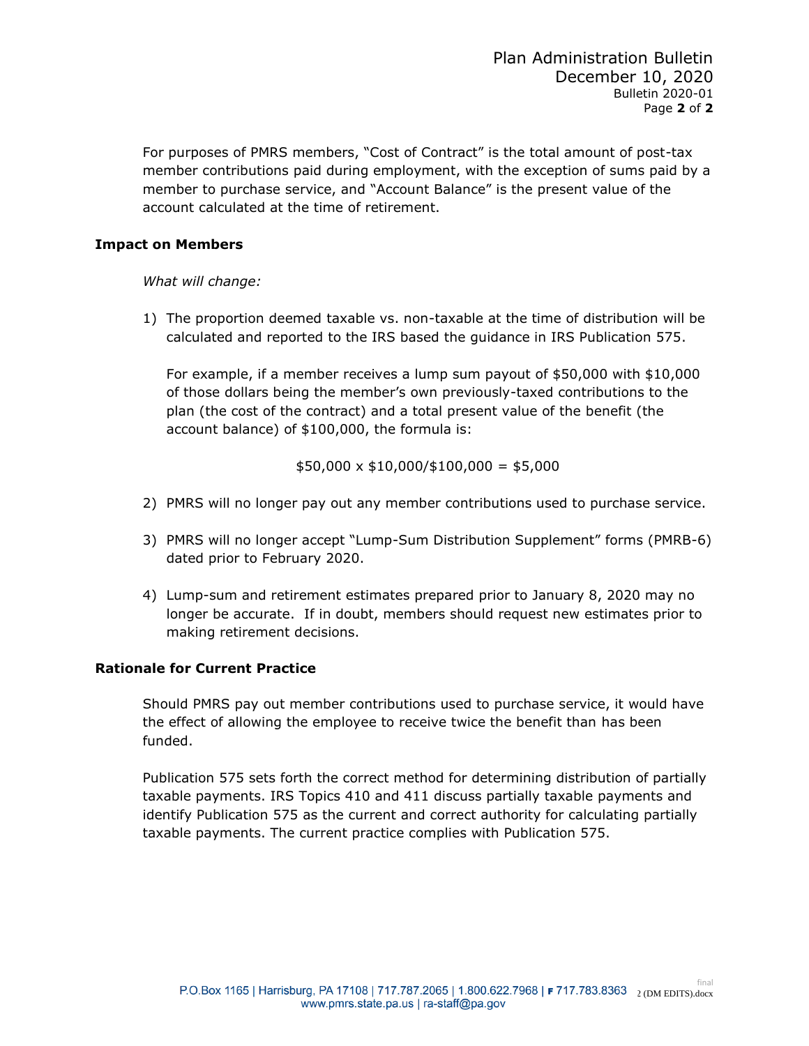For purposes of PMRS members, "Cost of Contract" is the total amount of post-tax member contributions paid during employment, with the exception of sums paid by a member to purchase service, and "Account Balance" is the present value of the account calculated at the time of retirement.

**Impact on Members**

*What will change:*

1) The proportion deemed taxable vs. non-taxable at the time of distribution will be calculated and reported to the IRS based the guidance in IRS Publication 575.

   For example, if a member receives a lump sum payout of $50,000 with $10,000 of those dollars being the member's own previously-taxed contributions to the plan (the cost of the contract) and a total present value of the benefit (the account balance) of $100,000, the formula is:

   $$\$50,000 \times \$10,000/\$100,000 = \$5,000$$

2) PMRS will no longer pay out any member contributions used to purchase service.

3) PMRS will no longer accept "Lump-Sum Distribution Supplement" forms (PMRB-6) dated prior to February 2020.

4) Lump-sum and retirement estimates prepared prior to January 8, 2020 may no longer be accurate. If in doubt, members should request new estimates prior to making retirement decisions.

**Rationale for Current Practice**

Should PMRS pay out member contributions used to purchase service, it would have the effect of allowing the employee to receive twice the benefit than has been funded.

Publication 575 sets forth the correct method for determining distribution of partially taxable payments. IRS Topics 410 and 411 discuss partially taxable payments and identify Publication 575 as the current and correct authority for calculating partially taxable payments. The current practice complies with Publication 575.